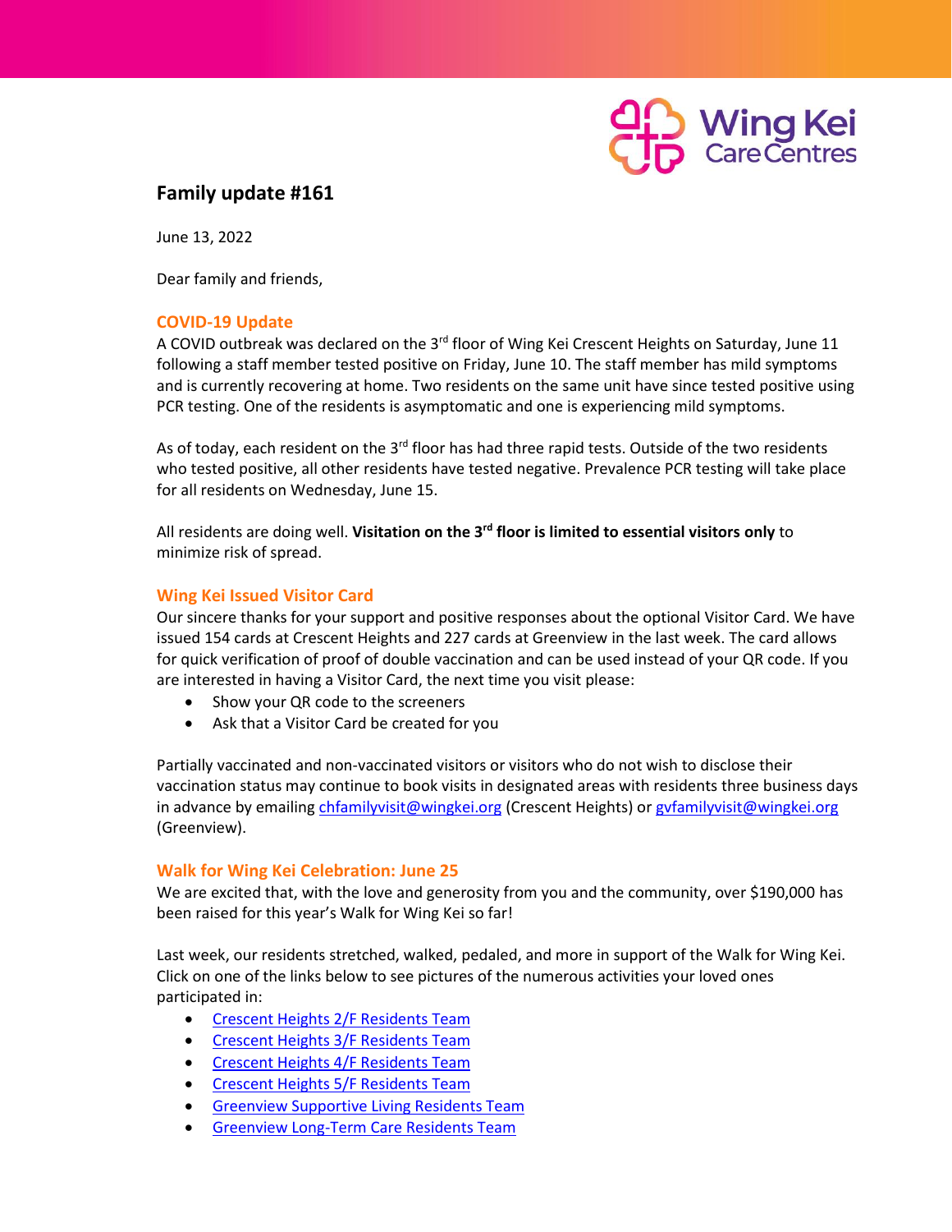# Family update #161

June 13, 2022

Dear family and friends,

## COVID-19 Update

A COVID outbreak was declared on the 3rd floor of Wing Kei Crescent Heights on Saturday, June 11 following a staff member tested positive on Friday, June 10. The staff member has mild symptoms and is currently recovering at home. Two residents on the same unit have since tested positive using PCR testing. One of the residents is asymptomatic and one is experiencing mild symptoms.

As of today, each resident on the 3rd floor has had three rapid tests. Outside of the two residents who tested positive, all other residents have tested negative. Prevalence PCR testing will take place for all residents on Wednesday, June 15.

All residents are doing well. **Visitation on the 3rd floor is limited to essential visitors only** to minimize risk of spread.

## Wing Kei Issued Visitor Card

Our sincere thanks for your support and positive responses about the optional Visitor Card. We have issued 154 cards at Crescent Heights and 227 cards at Greenview in the last week. The card allows for quick verification of proof of double vaccination and can be used instead of your QR code. If you are interested in having a Visitor Card, the next time you visit please:

- Show your QR code to the screeners
- Ask that a Visitor Card be created for you

Partially vaccinated and non-vaccinated visitors or visitors who do not wish to disclose their vaccination status may continue to book visits in designated areas with residents three business days in advance by emailing chfamilyvisit@wingkei.org (Crescent Heights) or gvfamilyvisit@wingkei.org (Greenview).

## Walk for Wing Kei Celebration: June 25

We are excited that, with the love and generosity from you and the community, over $190,000 has been raised for this year's Walk for Wing Kei so far!

Last week, our residents stretched, walked, pedaled, and more in support of the Walk for Wing Kei. Click on one of the links below to see pictures of the numerous activities your loved ones participated in:

- Crescent Heights 2/F Residents Team
- Crescent Heights 3/F Residents Team
- Crescent Heights 4/F Residents Team
- Crescent Heights 5/F Residents Team
- Greenview Supportive Living Residents Team
- Greenview Long-Term Care Residents Team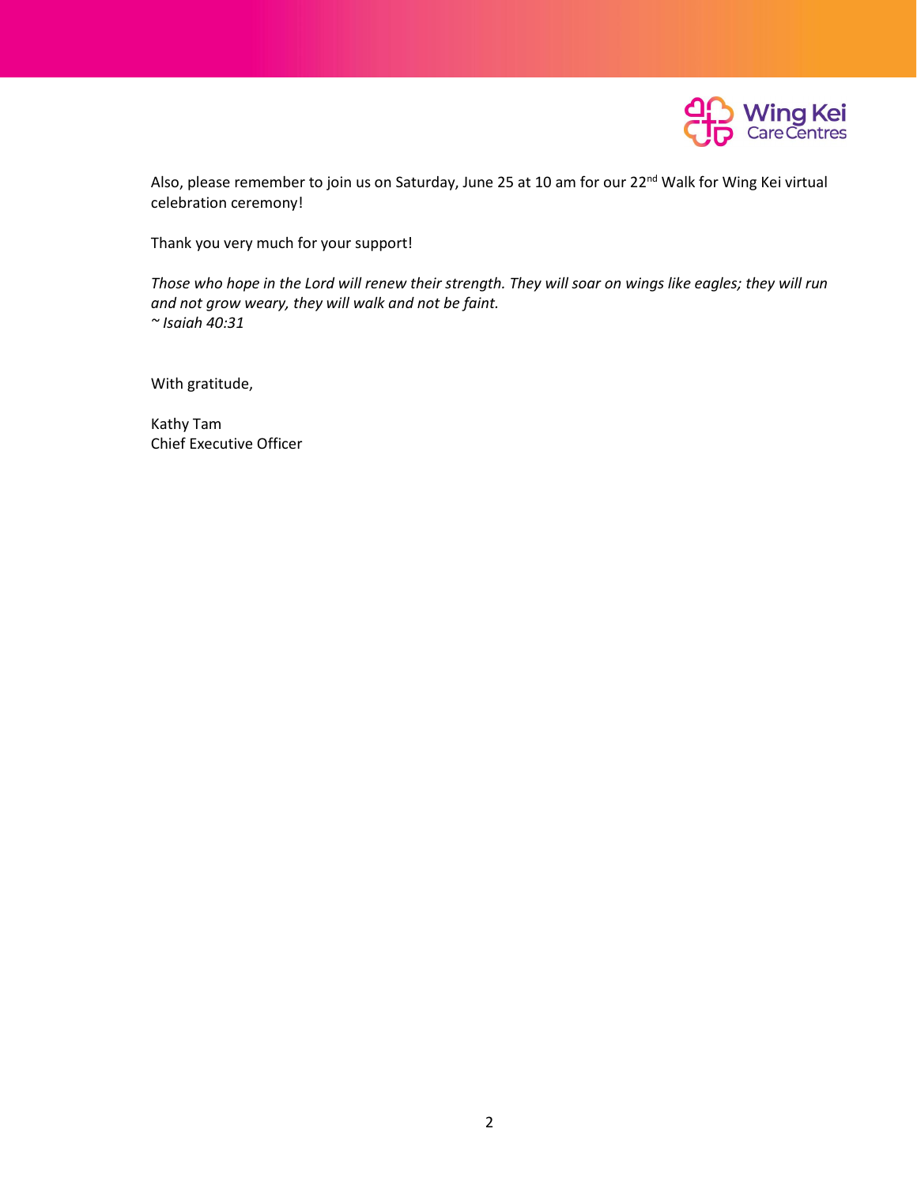Also, please remember to join us on Saturday, June 25 at 10 am for our 22nd Walk for Wing Kei virtual celebration ceremony!

Thank you very much for your support!

*Those who hope in the Lord will renew their strength. They will soar on wings like eagles; they will run and not grow weary, they will walk and not be faint.*
*~ Isaiah 40:31*

With gratitude,

Kathy Tam
Chief Executive Officer